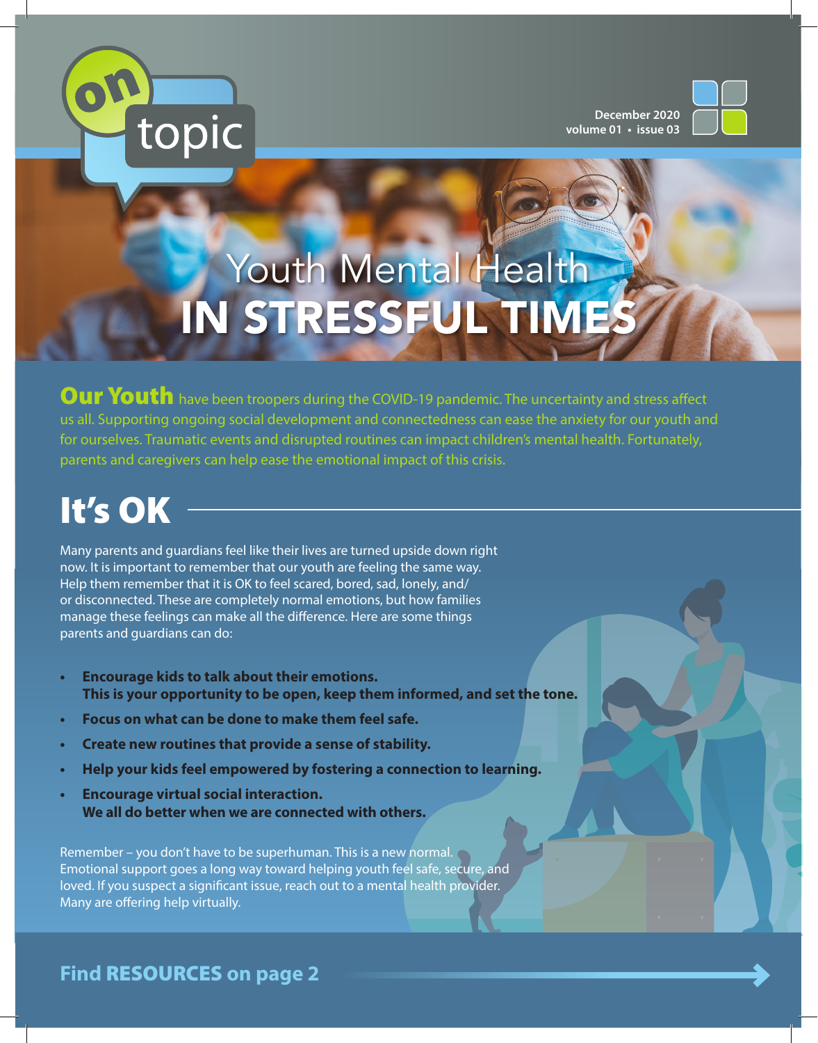on topic

December 2020
volume 01 • issue 03

# Youth Mental Health IN STRESSFUL TIMES

**Our Youth** have been troopers during the COVID-19 pandemic. The uncertainty and stress affect us all. Supporting ongoing social development and connectedness can ease the anxiety for our youth and for ourselves. Traumatic events and disrupted routines can impact children's mental health. Fortunately, parents and caregivers can help ease the emotional impact of this crisis.

## It's OK

Many parents and guardians feel like their lives are turned upside down right now. It is important to remember that our youth are feeling the same way. Help them remember that it is OK to feel scared, bored, sad, lonely, and/or disconnected. These are completely normal emotions, but how families manage these feelings can make all the difference. Here are some things parents and guardians can do:

- **Encourage kids to talk about their emotions. This is your opportunity to be open, keep them informed, and set the tone.**
- **Focus on what can be done to make them feel safe.**
- **Create new routines that provide a sense of stability.**
- **Help your kids feel empowered by fostering a connection to learning.**
- **Encourage virtual social interaction. We all do better when we are connected with others.**

Remember – you don't have to be superhuman. This is a new normal. Emotional support goes a long way toward helping youth feel safe, secure, and loved. If you suspect a significant issue, reach out to a mental health provider. Many are offering help virtually.

**Find RESOURCES on page 2**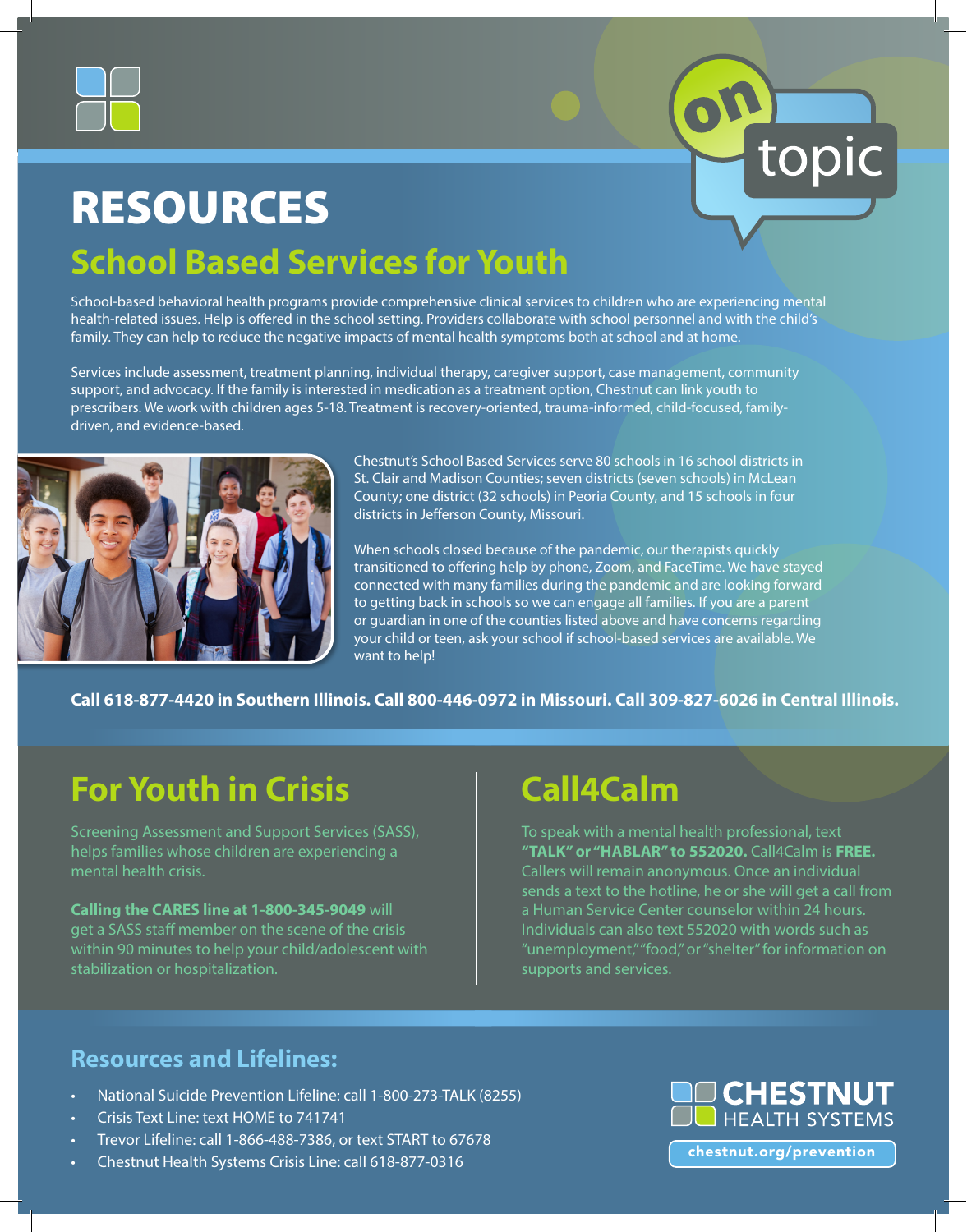# RESOURCES

## School Based Services for Youth

School-based behavioral health programs provide comprehensive clinical services to children who are experiencing mental health-related issues. Help is offered in the school setting. Providers collaborate with school personnel and with the child's family. They can help to reduce the negative impacts of mental health symptoms both at school and at home.

Services include assessment, treatment planning, individual therapy, caregiver support, case management, community support, and advocacy. If the family is interested in medication as a treatment option, Chestnut can link youth to prescribers. We work with children ages 5-18. Treatment is recovery-oriented, trauma-informed, child-focused, family-driven, and evidence-based.

Chestnut's School Based Services serve 80 schools in 16 school districts in St. Clair and Madison Counties; seven districts (seven schools) in McLean County; one district (32 schools) in Peoria County, and 15 schools in four districts in Jefferson County, Missouri.

When schools closed because of the pandemic, our therapists quickly transitioned to offering help by phone, Zoom, and FaceTime. We have stayed connected with many families during the pandemic and are looking forward to getting back in schools so we can engage all families. If you are a parent or guardian in one of the counties listed above and have concerns regarding your child or teen, ask your school if school-based services are available. We want to help!

**Call 618-877-4420 in Southern Illinois. Call 800-446-0972 in Missouri. Call 309-827-6026 in Central Illinois.**

## For Youth in Crisis

Screening Assessment and Support Services (SASS), helps families whose children are experiencing a mental health crisis.

**Calling the CARES line at 1-800-345-9049** will get a SASS staff member on the scene of the crisis within 90 minutes to help your child/adolescent with stabilization or hospitalization.

## Call4Calm

To speak with a mental health professional, text **"TALK" or "HABLAR" to 552020.** Call4Calm is **FREE.** Callers will remain anonymous. Once an individual sends a text to the hotline, he or she will get a call from a Human Service Center counselor within 24 hours. Individuals can also text 552020 with words such as "unemployment," "food," or "shelter" for information on supports and services.

### Resources and Lifelines:

- National Suicide Prevention Lifeline: call 1-800-273-TALK (8255)
- Crisis Text Line: text HOME to 741741
- Trevor Lifeline: call 1-866-488-7386, or text START to 67678
- Chestnut Health Systems Crisis Line: call 618-877-0316

CHESTNUT HEALTH SYSTEMS

chestnut.org/prevention